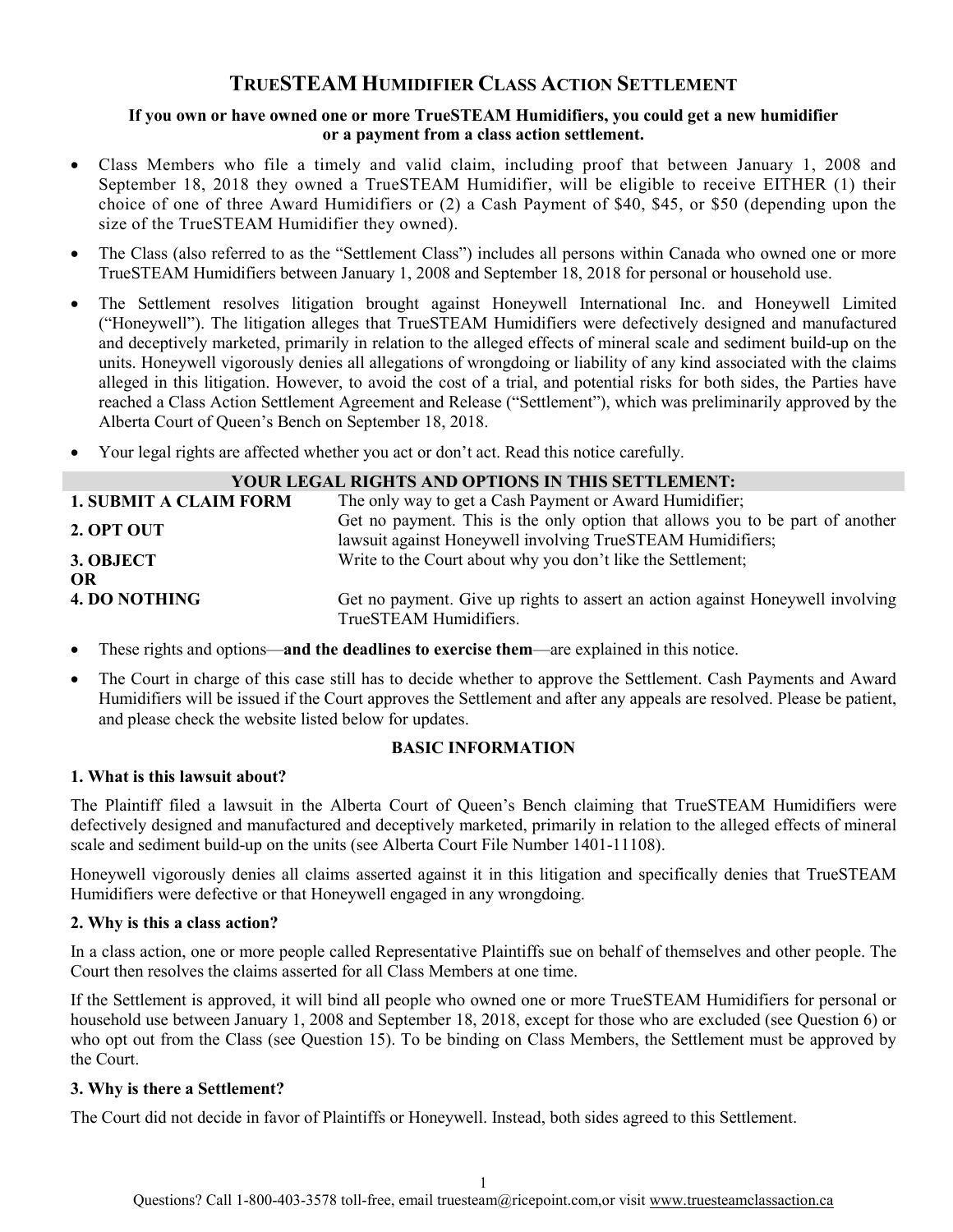# TrueSTEAM Humidifier Class Action Settlement

**If you own or have owned one or more TrueSTEAM Humidifiers, you could get a new humidifier or a payment from a class action settlement.**

- Class Members who file a timely and valid claim, including proof that between January 1, 2008 and September 18, 2018 they owned a TrueSTEAM Humidifier, will be eligible to receive EITHER (1) their choice of one of three Award Humidifiers or (2) a Cash Payment of $40, $45, or $50 (depending upon the size of the TrueSTEAM Humidifier they owned).
- The Class (also referred to as the "Settlement Class") includes all persons within Canada who owned one or more TrueSTEAM Humidifiers between January 1, 2008 and September 18, 2018 for personal or household use.
- The Settlement resolves litigation brought against Honeywell International Inc. and Honeywell Limited ("Honeywell"). The litigation alleges that TrueSTEAM Humidifiers were defectively designed and manufactured and deceptively marketed, primarily in relation to the alleged effects of mineral scale and sediment build-up on the units. Honeywell vigorously denies all allegations of wrongdoing or liability of any kind associated with the claims alleged in this litigation. However, to avoid the cost of a trial, and potential risks for both sides, the Parties have reached a Class Action Settlement Agreement and Release ("Settlement"), which was preliminarily approved by the Alberta Court of Queen's Bench on September 18, 2018.
- Your legal rights are affected whether you act or don't act. Read this notice carefully.

| YOUR LEGAL RIGHTS AND OPTIONS IN THIS SETTLEMENT: | |
|---|---|
| **1. SUBMIT A CLAIM FORM** | The only way to get a Cash Payment or Award Humidifier; |
| **2. OPT OUT** | Get no payment. This is the only option that allows you to be part of another lawsuit against Honeywell involving TrueSTEAM Humidifiers; |
| **3. OBJECT** | Write to the Court about why you don't like the Settlement; |
| **OR** | |
| **4. DO NOTHING** | Get no payment. Give up rights to assert an action against Honeywell involving TrueSTEAM Humidifiers. |

- These rights and options—**and the deadlines to exercise them**—are explained in this notice.
- The Court in charge of this case still has to decide whether to approve the Settlement. Cash Payments and Award Humidifiers will be issued if the Court approves the Settlement and after any appeals are resolved. Please be patient, and please check the website listed below for updates.

## BASIC INFORMATION

### 1. What is this lawsuit about?

The Plaintiff filed a lawsuit in the Alberta Court of Queen's Bench claiming that TrueSTEAM Humidifiers were defectively designed and manufactured and deceptively marketed, primarily in relation to the alleged effects of mineral scale and sediment build-up on the units (see Alberta Court File Number 1401-11108).

Honeywell vigorously denies all claims asserted against it in this litigation and specifically denies that TrueSTEAM Humidifiers were defective or that Honeywell engaged in any wrongdoing.

### 2. Why is this a class action?

In a class action, one or more people called Representative Plaintiffs sue on behalf of themselves and other people. The Court then resolves the claims asserted for all Class Members at one time.

If the Settlement is approved, it will bind all people who owned one or more TrueSTEAM Humidifiers for personal or household use between January 1, 2008 and September 18, 2018, except for those who are excluded (see Question 6) or who opt out from the Class (see Question 15). To be binding on Class Members, the Settlement must be approved by the Court.

### 3. Why is there a Settlement?

The Court did not decide in favor of Plaintiffs or Honeywell. Instead, both sides agreed to this Settlement.

Questions? Call 1-800-403-3578 toll-free, email truesteam@ricepoint.com, or visit www.truesteamclassaction.ca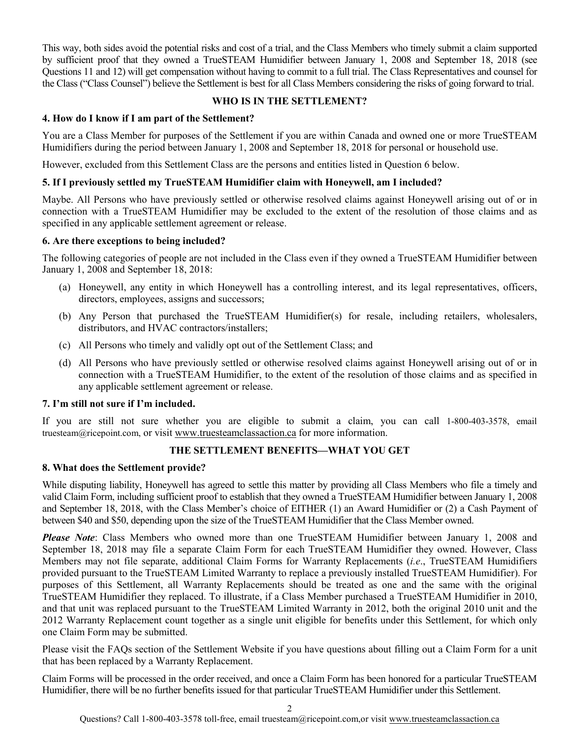This way, both sides avoid the potential risks and cost of a trial, and the Class Members who timely submit a claim supported by sufficient proof that they owned a TrueSTEAM Humidifier between January 1, 2008 and September 18, 2018 (see Questions 11 and 12) will get compensation without having to commit to a full trial. The Class Representatives and counsel for the Class ("Class Counsel") believe the Settlement is best for all Class Members considering the risks of going forward to trial.

## WHO IS IN THE SETTLEMENT?

### 4. How do I know if I am part of the Settlement?

You are a Class Member for purposes of the Settlement if you are within Canada and owned one or more TrueSTEAM Humidifiers during the period between January 1, 2008 and September 18, 2018 for personal or household use.

However, excluded from this Settlement Class are the persons and entities listed in Question 6 below.

### 5. If I previously settled my TrueSTEAM Humidifier claim with Honeywell, am I included?

Maybe. All Persons who have previously settled or otherwise resolved claims against Honeywell arising out of or in connection with a TrueSTEAM Humidifier may be excluded to the extent of the resolution of those claims and as specified in any applicable settlement agreement or release.

### 6. Are there exceptions to being included?

The following categories of people are not included in the Class even if they owned a TrueSTEAM Humidifier between January 1, 2008 and September 18, 2018:

(a) Honeywell, any entity in which Honeywell has a controlling interest, and its legal representatives, officers, directors, employees, assigns and successors;

(b) Any Person that purchased the TrueSTEAM Humidifier(s) for resale, including retailers, wholesalers, distributors, and HVAC contractors/installers;

(c) All Persons who timely and validly opt out of the Settlement Class; and

(d) All Persons who have previously settled or otherwise resolved claims against Honeywell arising out of or in connection with a TrueSTEAM Humidifier, to the extent of the resolution of those claims and as specified in any applicable settlement agreement or release.

### 7. I'm still not sure if I'm included.

If you are still not sure whether you are eligible to submit a claim, you can call 1-800-403-3578, email truesteam@ricepoint.com, or visit www.truesteamclassaction.ca for more information.

## THE SETTLEMENT BENEFITS—WHAT YOU GET

### 8. What does the Settlement provide?

While disputing liability, Honeywell has agreed to settle this matter by providing all Class Members who file a timely and valid Claim Form, including sufficient proof to establish that they owned a TrueSTEAM Humidifier between January 1, 2008 and September 18, 2018, with the Class Member's choice of EITHER (1) an Award Humidifier or (2) a Cash Payment of between $40 and $50, depending upon the size of the TrueSTEAM Humidifier that the Class Member owned.

***Please Note***: Class Members who owned more than one TrueSTEAM Humidifier between January 1, 2008 and September 18, 2018 may file a separate Claim Form for each TrueSTEAM Humidifier they owned. However, Class Members may not file separate, additional Claim Forms for Warranty Replacements (*i.e*., TrueSTEAM Humidifiers provided pursuant to the TrueSTEAM Limited Warranty to replace a previously installed TrueSTEAM Humidifier). For purposes of this Settlement, all Warranty Replacements should be treated as one and the same with the original TrueSTEAM Humidifier they replaced. To illustrate, if a Class Member purchased a TrueSTEAM Humidifier in 2010, and that unit was replaced pursuant to the TrueSTEAM Limited Warranty in 2012, both the original 2010 unit and the 2012 Warranty Replacement count together as a single unit eligible for benefits under this Settlement, for which only one Claim Form may be submitted.

Please visit the FAQs section of the Settlement Website if you have questions about filling out a Claim Form for a unit that has been replaced by a Warranty Replacement.

Claim Forms will be processed in the order received, and once a Claim Form has been honored for a particular TrueSTEAM Humidifier, there will be no further benefits issued for that particular TrueSTEAM Humidifier under this Settlement.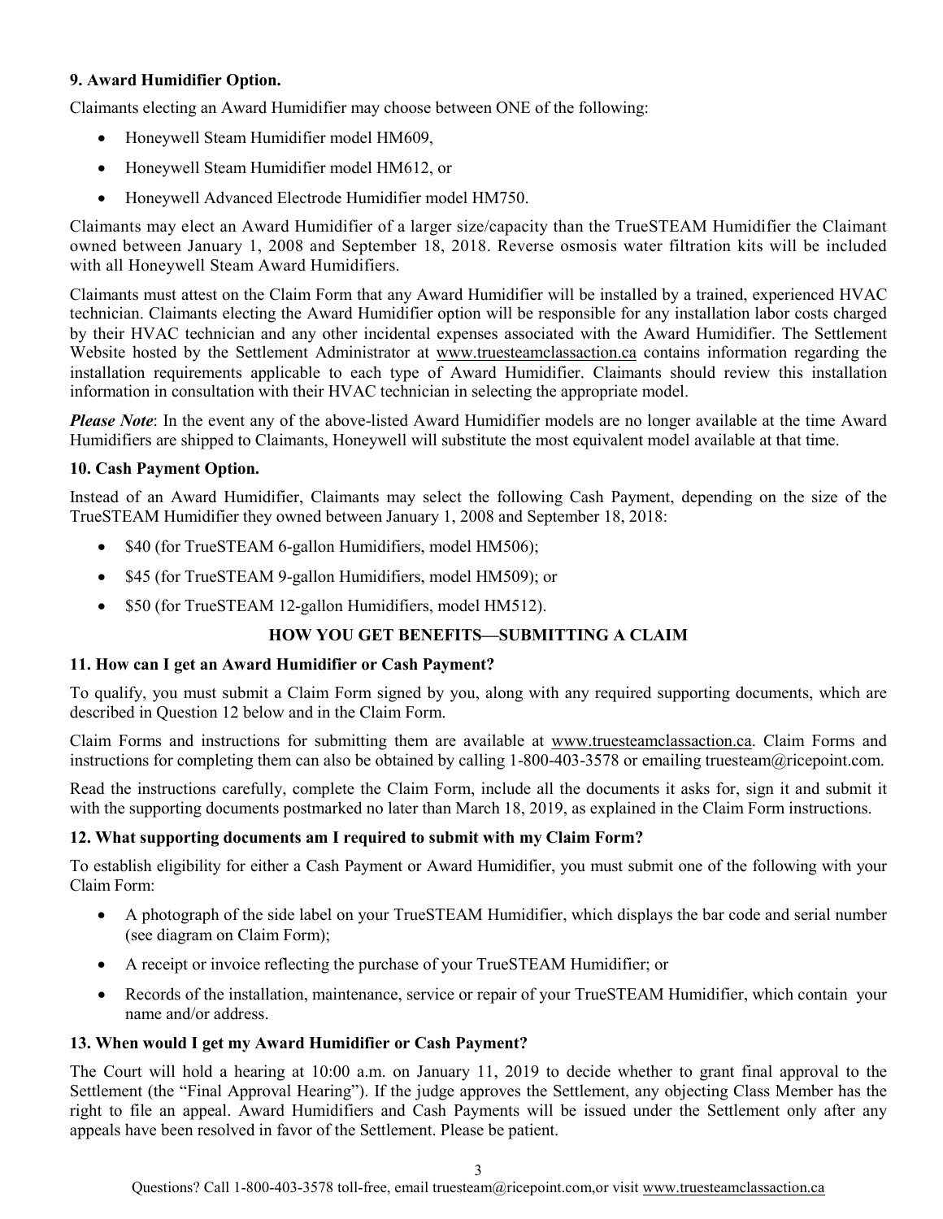**9. Award Humidifier Option.**

Claimants electing an Award Humidifier may choose between ONE of the following:

- Honeywell Steam Humidifier model HM609,
- Honeywell Steam Humidifier model HM612, or
- Honeywell Advanced Electrode Humidifier model HM750.

Claimants may elect an Award Humidifier of a larger size/capacity than the TrueSTEAM Humidifier the Claimant owned between January 1, 2008 and September 18, 2018. Reverse osmosis water filtration kits will be included with all Honeywell Steam Award Humidifiers.

Claimants must attest on the Claim Form that any Award Humidifier will be installed by a trained, experienced HVAC technician. Claimants electing the Award Humidifier option will be responsible for any installation labor costs charged by their HVAC technician and any other incidental expenses associated with the Award Humidifier. The Settlement Website hosted by the Settlement Administrator at www.truesteamclassaction.ca contains information regarding the installation requirements applicable to each type of Award Humidifier. Claimants should review this installation information in consultation with their HVAC technician in selecting the appropriate model.

***Please Note***: In the event any of the above-listed Award Humidifier models are no longer available at the time Award Humidifiers are shipped to Claimants, Honeywell will substitute the most equivalent model available at that time.

**10. Cash Payment Option.**

Instead of an Award Humidifier, Claimants may select the following Cash Payment, depending on the size of the TrueSTEAM Humidifier they owned between January 1, 2008 and September 18, 2018:

- $40 (for TrueSTEAM 6-gallon Humidifiers, model HM506);
- $45 (for TrueSTEAM 9-gallon Humidifiers, model HM509); or
- $50 (for TrueSTEAM 12-gallon Humidifiers, model HM512).

## HOW YOU GET BENEFITS—SUBMITTING A CLAIM

**11. How can I get an Award Humidifier or Cash Payment?**

To qualify, you must submit a Claim Form signed by you, along with any required supporting documents, which are described in Question 12 below and in the Claim Form.

Claim Forms and instructions for submitting them are available at www.truesteamclassaction.ca. Claim Forms and instructions for completing them can also be obtained by calling 1-800-403-3578 or emailing truesteam@ricepoint.com.

Read the instructions carefully, complete the Claim Form, include all the documents it asks for, sign it and submit it with the supporting documents postmarked no later than March 18, 2019, as explained in the Claim Form instructions.

**12. What supporting documents am I required to submit with my Claim Form?**

To establish eligibility for either a Cash Payment or Award Humidifier, you must submit one of the following with your Claim Form:

- A photograph of the side label on your TrueSTEAM Humidifier, which displays the bar code and serial number (see diagram on Claim Form);
- A receipt or invoice reflecting the purchase of your TrueSTEAM Humidifier; or
- Records of the installation, maintenance, service or repair of your TrueSTEAM Humidifier, which contain your name and/or address.

**13. When would I get my Award Humidifier or Cash Payment?**

The Court will hold a hearing at 10:00 a.m. on January 11, 2019 to decide whether to grant final approval to the Settlement (the "Final Approval Hearing"). If the judge approves the Settlement, any objecting Class Member has the right to file an appeal. Award Humidifiers and Cash Payments will be issued under the Settlement only after any appeals have been resolved in favor of the Settlement. Please be patient.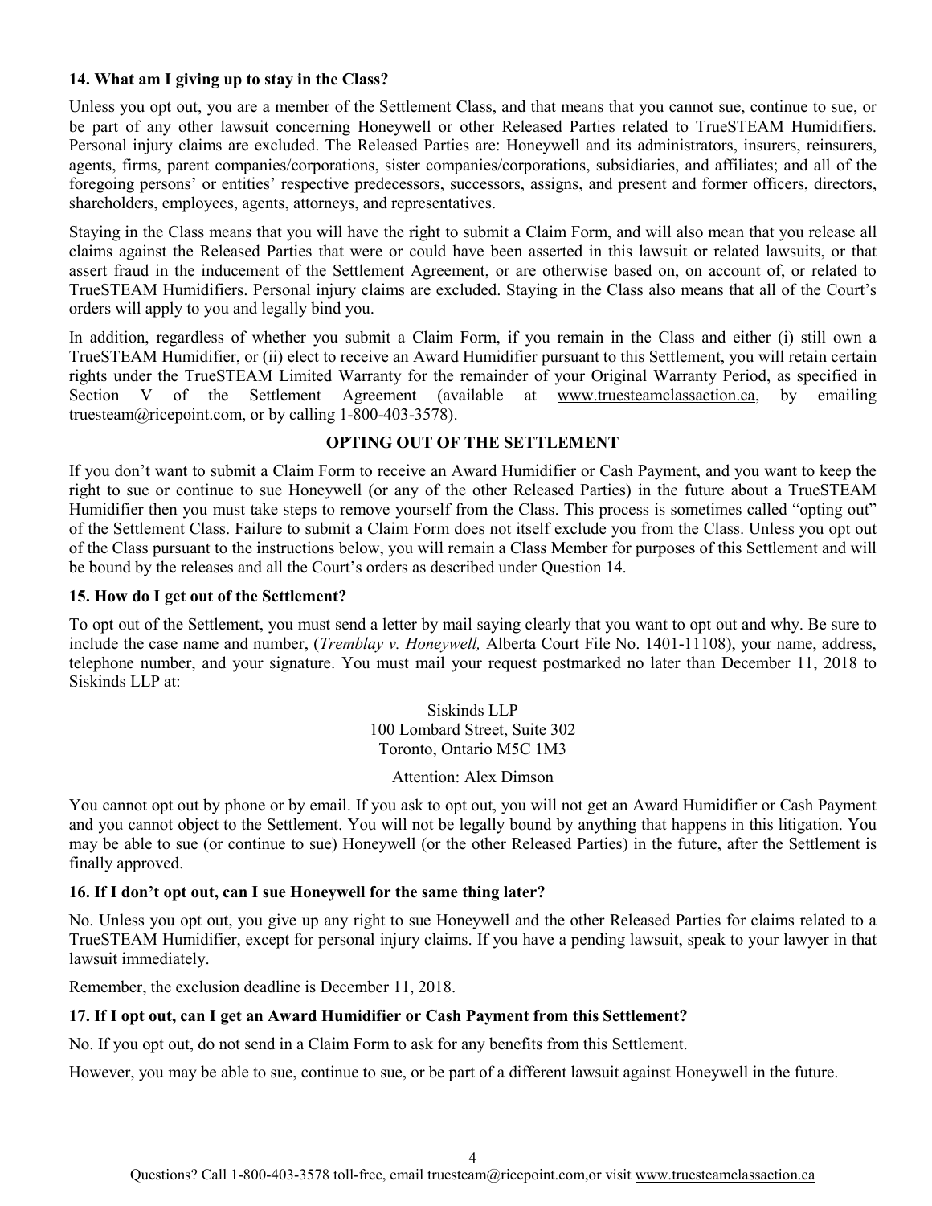### 14. What am I giving up to stay in the Class?

Unless you opt out, you are a member of the Settlement Class, and that means that you cannot sue, continue to sue, or be part of any other lawsuit concerning Honeywell or other Released Parties related to TrueSTEAM Humidifiers. Personal injury claims are excluded. The Released Parties are: Honeywell and its administrators, insurers, reinsurers, agents, firms, parent companies/corporations, sister companies/corporations, subsidiaries, and affiliates; and all of the foregoing persons' or entities' respective predecessors, successors, assigns, and present and former officers, directors, shareholders, employees, agents, attorneys, and representatives.

Staying in the Class means that you will have the right to submit a Claim Form, and will also mean that you release all claims against the Released Parties that were or could have been asserted in this lawsuit or related lawsuits, or that assert fraud in the inducement of the Settlement Agreement, or are otherwise based on, on account of, or related to TrueSTEAM Humidifiers. Personal injury claims are excluded. Staying in the Class also means that all of the Court's orders will apply to you and legally bind you.

In addition, regardless of whether you submit a Claim Form, if you remain in the Class and either (i) still own a TrueSTEAM Humidifier, or (ii) elect to receive an Award Humidifier pursuant to this Settlement, you will retain certain rights under the TrueSTEAM Limited Warranty for the remainder of your Original Warranty Period, as specified in Section V of the Settlement Agreement (available at www.truesteamclassaction.ca, by emailing truesteam@ricepoint.com, or by calling 1-800-403-3578).

## OPTING OUT OF THE SETTLEMENT

If you don't want to submit a Claim Form to receive an Award Humidifier or Cash Payment, and you want to keep the right to sue or continue to sue Honeywell (or any of the other Released Parties) in the future about a TrueSTEAM Humidifier then you must take steps to remove yourself from the Class. This process is sometimes called "opting out" of the Settlement Class. Failure to submit a Claim Form does not itself exclude you from the Class. Unless you opt out of the Class pursuant to the instructions below, you will remain a Class Member for purposes of this Settlement and will be bound by the releases and all the Court's orders as described under Question 14.

### 15. How do I get out of the Settlement?

To opt out of the Settlement, you must send a letter by mail saying clearly that you want to opt out and why. Be sure to include the case name and number, (*Tremblay v. Honeywell,* Alberta Court File No. 1401-11108), your name, address, telephone number, and your signature. You must mail your request postmarked no later than December 11, 2018 to Siskinds LLP at:

Siskinds LLP
100 Lombard Street, Suite 302
Toronto, Ontario M5C 1M3

Attention: Alex Dimson

You cannot opt out by phone or by email. If you ask to opt out, you will not get an Award Humidifier or Cash Payment and you cannot object to the Settlement. You will not be legally bound by anything that happens in this litigation. You may be able to sue (or continue to sue) Honeywell (or the other Released Parties) in the future, after the Settlement is finally approved.

### 16. If I don't opt out, can I sue Honeywell for the same thing later?

No. Unless you opt out, you give up any right to sue Honeywell and the other Released Parties for claims related to a TrueSTEAM Humidifier, except for personal injury claims. If you have a pending lawsuit, speak to your lawyer in that lawsuit immediately.

Remember, the exclusion deadline is December 11, 2018.

### 17. If I opt out, can I get an Award Humidifier or Cash Payment from this Settlement?

No. If you opt out, do not send in a Claim Form to ask for any benefits from this Settlement.

However, you may be able to sue, continue to sue, or be part of a different lawsuit against Honeywell in the future.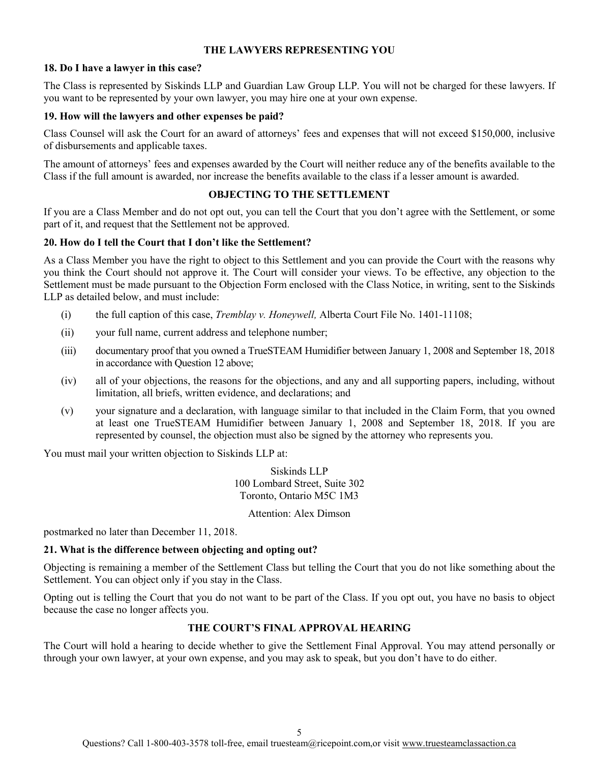## THE LAWYERS REPRESENTING YOU

### 18. Do I have a lawyer in this case?

The Class is represented by Siskinds LLP and Guardian Law Group LLP. You will not be charged for these lawyers. If you want to be represented by your own lawyer, you may hire one at your own expense.

### 19. How will the lawyers and other expenses be paid?

Class Counsel will ask the Court for an award of attorneys' fees and expenses that will not exceed $150,000, inclusive of disbursements and applicable taxes.

The amount of attorneys' fees and expenses awarded by the Court will neither reduce any of the benefits available to the Class if the full amount is awarded, nor increase the benefits available to the class if a lesser amount is awarded.

## OBJECTING TO THE SETTLEMENT

If you are a Class Member and do not opt out, you can tell the Court that you don't agree with the Settlement, or some part of it, and request that the Settlement not be approved.

### 20. How do I tell the Court that I don't like the Settlement?

As a Class Member you have the right to object to this Settlement and you can provide the Court with the reasons why you think the Court should not approve it. The Court will consider your views. To be effective, any objection to the Settlement must be made pursuant to the Objection Form enclosed with the Class Notice, in writing, sent to the Siskinds LLP as detailed below, and must include:

(i) the full caption of this case, *Tremblay v. Honeywell,* Alberta Court File No. 1401-11108;

(ii) your full name, current address and telephone number;

(iii) documentary proof that you owned a TrueSTEAM Humidifier between January 1, 2008 and September 18, 2018 in accordance with Question 12 above;

(iv) all of your objections, the reasons for the objections, and any and all supporting papers, including, without limitation, all briefs, written evidence, and declarations; and

(v) your signature and a declaration, with language similar to that included in the Claim Form, that you owned at least one TrueSTEAM Humidifier between January 1, 2008 and September 18, 2018. If you are represented by counsel, the objection must also be signed by the attorney who represents you.

You must mail your written objection to Siskinds LLP at:

Siskinds LLP  
100 Lombard Street, Suite 302  
Toronto, Ontario M5C 1M3

Attention: Alex Dimson

postmarked no later than December 11, 2018.

### 21. What is the difference between objecting and opting out?

Objecting is remaining a member of the Settlement Class but telling the Court that you do not like something about the Settlement. You can object only if you stay in the Class.

Opting out is telling the Court that you do not want to be part of the Class. If you opt out, you have no basis to object because the case no longer affects you.

## THE COURT'S FINAL APPROVAL HEARING

The Court will hold a hearing to decide whether to give the Settlement Final Approval. You may attend personally or through your own lawyer, at your own expense, and you may ask to speak, but you don't have to do either.

Questions? Call 1-800-403-3578 toll-free, email truesteam@ricepoint.com,or visit www.truesteamclassaction.ca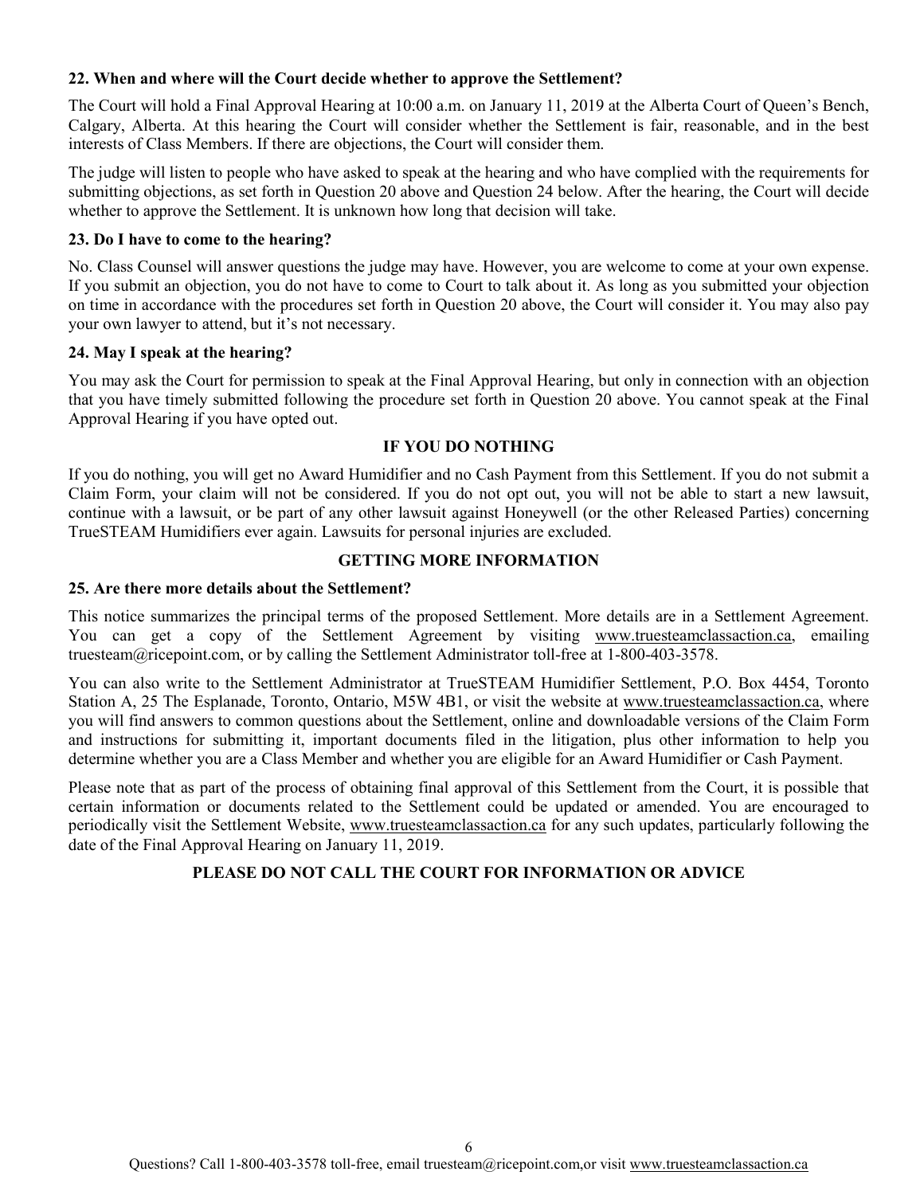**22. When and where will the Court decide whether to approve the Settlement?**

The Court will hold a Final Approval Hearing at 10:00 a.m. on January 11, 2019 at the Alberta Court of Queen's Bench, Calgary, Alberta. At this hearing the Court will consider whether the Settlement is fair, reasonable, and in the best interests of Class Members. If there are objections, the Court will consider them.

The judge will listen to people who have asked to speak at the hearing and who have complied with the requirements for submitting objections, as set forth in Question 20 above and Question 24 below. After the hearing, the Court will decide whether to approve the Settlement. It is unknown how long that decision will take.

**23. Do I have to come to the hearing?**

No. Class Counsel will answer questions the judge may have. However, you are welcome to come at your own expense. If you submit an objection, you do not have to come to Court to talk about it. As long as you submitted your objection on time in accordance with the procedures set forth in Question 20 above, the Court will consider it. You may also pay your own lawyer to attend, but it's not necessary.

**24. May I speak at the hearing?**

You may ask the Court for permission to speak at the Final Approval Hearing, but only in connection with an objection that you have timely submitted following the procedure set forth in Question 20 above. You cannot speak at the Final Approval Hearing if you have opted out.

## IF YOU DO NOTHING

If you do nothing, you will get no Award Humidifier and no Cash Payment from this Settlement. If you do not submit a Claim Form, your claim will not be considered. If you do not opt out, you will not be able to start a new lawsuit, continue with a lawsuit, or be part of any other lawsuit against Honeywell (or the other Released Parties) concerning TrueSTEAM Humidifiers ever again. Lawsuits for personal injuries are excluded.

## GETTING MORE INFORMATION

**25. Are there more details about the Settlement?**

This notice summarizes the principal terms of the proposed Settlement. More details are in a Settlement Agreement. You can get a copy of the Settlement Agreement by visiting www.truesteamclassaction.ca, emailing truesteam@ricepoint.com, or by calling the Settlement Administrator toll-free at 1-800-403-3578.

You can also write to the Settlement Administrator at TrueSTEAM Humidifier Settlement, P.O. Box 4454, Toronto Station A, 25 The Esplanade, Toronto, Ontario, M5W 4B1, or visit the website at www.truesteamclassaction.ca, where you will find answers to common questions about the Settlement, online and downloadable versions of the Claim Form and instructions for submitting it, important documents filed in the litigation, plus other information to help you determine whether you are a Class Member and whether you are eligible for an Award Humidifier or Cash Payment.

Please note that as part of the process of obtaining final approval of this Settlement from the Court, it is possible that certain information or documents related to the Settlement could be updated or amended. You are encouraged to periodically visit the Settlement Website, www.truesteamclassaction.ca for any such updates, particularly following the date of the Final Approval Hearing on January 11, 2019.

**PLEASE DO NOT CALL THE COURT FOR INFORMATION OR ADVICE**